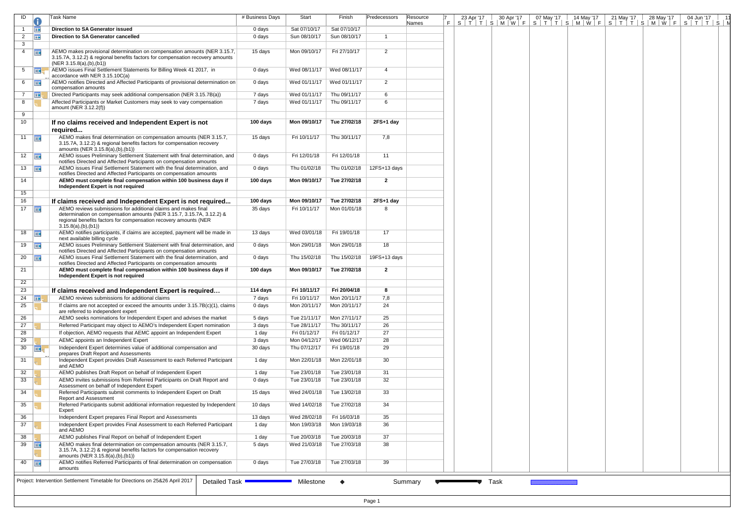| ID | Task Name | # Business Days | Start | Finish | Predecessors | Resource Names |
|---|---|---|---|---|---|---|
| 1 | **Direction to SA Generator issued** | 0 days | Sat 07/10/17 | Sat 07/10/17 | | |
| 2 | **Direction to SA Generator cancelled** | 0 days | Sun 08/10/17 | Sun 08/10/17 | 1 | |
| 3 | | | | | | |
| 4 | AEMO makes provisional determination on compensation amounts (NER 3.15.7, 3.15.7A, 3.12.2) & regional benefits factors for compensation recovery amounts (NER 3.15.8(a),(b),(b1)) | 15 days | Mon 09/10/17 | Fri 27/10/17 | 2 | |
| 5 | AEMO issues Final Settlement Statements for Billing Week 41 2017, in accordance with NER 3.15.10C(a) | 0 days | Wed 08/11/17 | Wed 08/11/17 | 4 | |
| 6 | AEMO notifies Directed and Affected Participants of provisional determination on compensation amounts | 0 days | Wed 01/11/17 | Wed 01/11/17 | 2 | |
| 7 | Directed Participants may seek additional compensation (NER 3.15.7B(a)) | 7 days | Wed 01/11/17 | Thu 09/11/17 | 6 | |
| 8 | Affected Participants or Market Customers may seek to vary compensation amount (NER 3.12.2(f)) | 7 days | Wed 01/11/17 | Thu 09/11/17 | 6 | |
| 9 | | | | | | |
| 10 | **If no claims received and Independent Expert is not required...** | **100 days** | **Mon 09/10/17** | **Tue 27/02/18** | **2FS+1 day** | |
| 11 | AEMO makes final determination on compensation amounts (NER 3.15.7, 3.15.7A, 3.12.2) & regional benefits factors for compensation recovery amounts (NER 3.15.8(a),(b),(b1)) | 15 days | Fri 10/11/17 | Thu 30/11/17 | 7,8 | |
| 12 | AEMO issues Preliminary Settlement Statement with final determination, and notifies Directed and Affected Participants on compensation amounts | 0 days | Fri 12/01/18 | Fri 12/01/18 | 11 | |
| 13 | AEMO issues Final Settlement Statement with the final determination, and notifies Directed and Affected Participants on compensation amounts | 0 days | Thu 01/02/18 | Thu 01/02/18 | 12FS+13 days | |
| 14 | **AEMO must complete final compensation within 100 business days if Independent Expert is not required** | **100 days** | **Mon 09/10/17** | **Tue 27/02/18** | **2** | |
| 15 | | | | | | |
| 16 | **If claims received and Independent Expert is not required...** | **100 days** | **Mon 09/10/17** | **Tue 27/02/18** | **2FS+1 day** | |
| 17 | AEMO reviews submissions for additional claims and makes final determination on compensation amounts (NER 3.15.7, 3.15.7A, 3.12.2) & regional benefits factors for compensation recovery amounts (NER 3.15.8(a),(b),(b1)) | 35 days | Fri 10/11/17 | Mon 01/01/18 | 8 | |
| 18 | AEMO notifies participants, if claims are accepted, payment will be made in next available billing cycle | 13 days | Wed 03/01/18 | Fri 19/01/18 | 17 | |
| 19 | AEMO issues Preliminary Settlement Statement with final determination, and notifies Directed and Affected Participants on compensation amounts | 0 days | Mon 29/01/18 | Mon 29/01/18 | 18 | |
| 20 | AEMO issues Final Settlement Statement with the final determination, and notifies Directed and Affected Participants on compensation amounts | 0 days | Thu 15/02/18 | Thu 15/02/18 | 19FS+13 days | |
| 21 | **AEMO must complete final compensation within 100 business days if Independent Expert is not required** | **100 days** | **Mon 09/10/17** | **Tue 27/02/18** | **2** | |
| 22 | | | | | | |
| 23 | **If claims received and Independent Expert is required...** | **114 days** | **Fri 10/11/17** | **Fri 20/04/18** | **8** | |
| 24 | AEMO reviews submissions for additional claims | 7 days | Fri 10/11/17 | Mon 20/11/17 | 7,8 | |
| 25 | If claims are not accepted or exceed the amounts under 3.15.7B(c)(1), claims are referred to independent expert | 0 days | Mon 20/11/17 | Mon 20/11/17 | 24 | |
| 26 | AEMO seeks nominations for Independent Expert and advises the market | 5 days | Tue 21/11/17 | Mon 27/11/17 | 25 | |
| 27 | Referred Participant may object to AEMO's Independent Expert nomination | 3 days | Tue 28/11/17 | Thu 30/11/17 | 26 | |
| 28 | If objection, AEMO requests that AEMC appoint an Independent Expert | 1 day | Fri 01/12/17 | Fri 01/12/17 | 27 | |
| 29 | AEMC appoints an Independent Expert | 3 days | Mon 04/12/17 | Wed 06/12/17 | 28 | |
| 30 | Independent Expert determines value of additional compensation and prepares Draft Report and Assessments | 30 days | Thu 07/12/17 | Fri 19/01/18 | 29 | |
| 31 | Independent Expert provides Draft Assessment to each Referred Participant and AEMO | 1 day | Mon 22/01/18 | Mon 22/01/18 | 30 | |
| 32 | AEMO publishes Draft Report on behalf of Independent Expert | 1 day | Tue 23/01/18 | Tue 23/01/18 | 31 | |
| 33 | AEMO invites submissions from Referred Participants on Draft Report and Assessment on behalf of Independent Expert | 0 days | Tue 23/01/18 | Tue 23/01/18 | 32 | |
| 34 | Referred Participants submit comments to Independent Expert on Draft Report and Assessment | 15 days | Wed 24/01/18 | Tue 13/02/18 | 33 | |
| 35 | Referred Participants submit additional information requested by Independent Expert | 10 days | Wed 14/02/18 | Tue 27/02/18 | 34 | |
| 36 | Independent Expert prepares Final Report and Assessments | 13 days | Wed 28/02/18 | Fri 16/03/18 | 35 | |
| 37 | Independent Expert provides Final Assessment to each Referred Participant and AEMO | 1 day | Mon 19/03/18 | Mon 19/03/18 | 36 | |
| 38 | AEMO publishes Final Report on behalf of Independent Expert | 1 day | Tue 20/03/18 | Tue 20/03/18 | 37 | |
| 39 | AEMO makes final determination on compensation amounts (NER 3.15.7, 3.15.7A, 3.12.2) & regional benefits factors for compensation recovery amounts (NER 3.15.8(a),(b),(b1)) | 5 days | Wed 21/03/18 | Tue 27/03/18 | 38 | |
| 40 | AEMO notifies Referred Participants of final determination on compensation amounts | 0 days | Tue 27/03/18 | Tue 27/03/18 | 39 | |

Project: Intervention Settlement Timetable for Directions on 25&26 April 2017

Legend: Detailed Task | Milestone | Summary | Task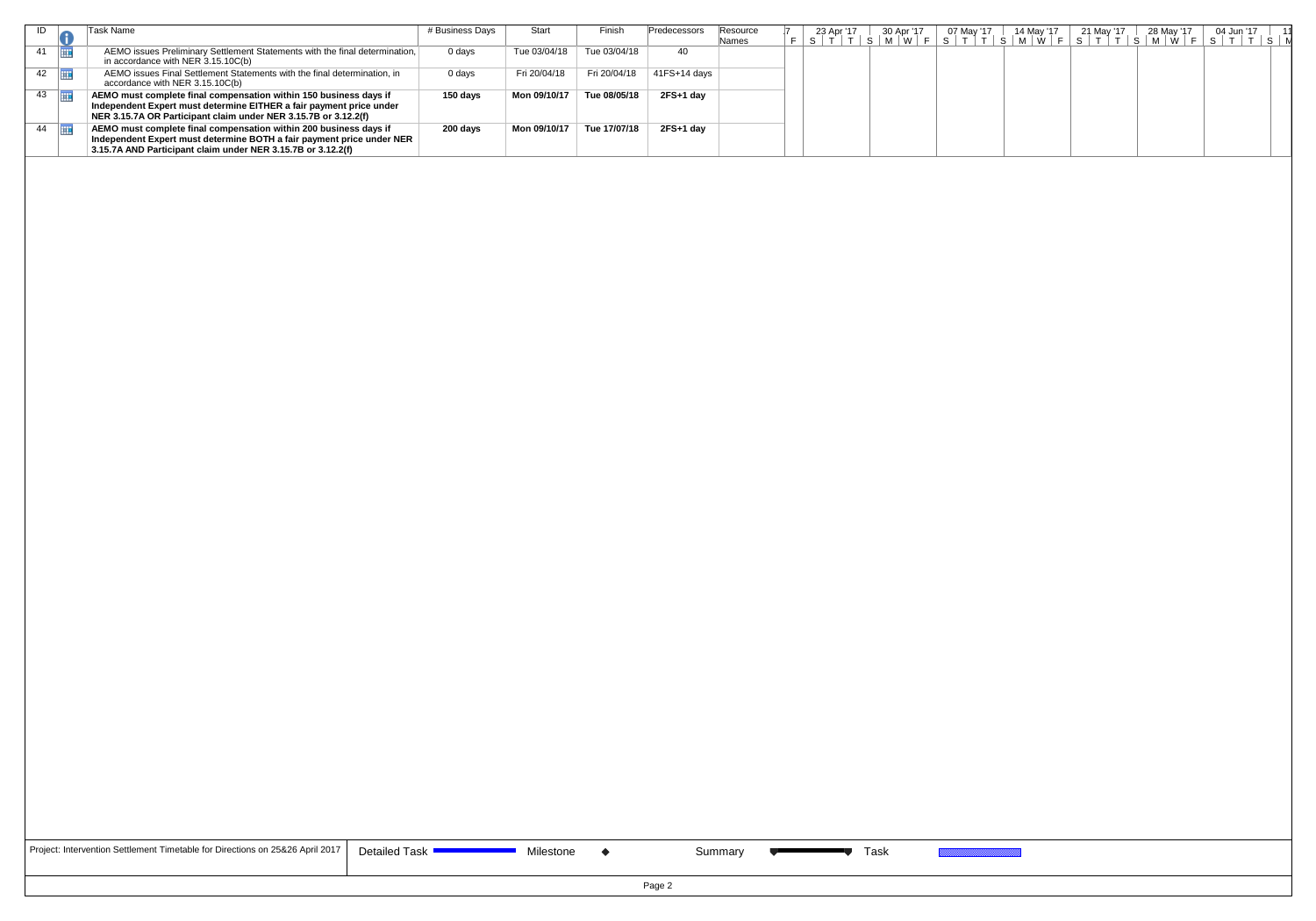| ID | Task Name | # Business Days | Start | Finish | Predecessors | Resource Names |
|---|---|---|---|---|---|---|
| 41 | AEMO issues Preliminary Settlement Statements with the final determination, in accordance with NER 3.15.10C(b) | 0 days | Tue 03/04/18 | Tue 03/04/18 | 40 | |
| 42 | AEMO issues Final Settlement Statements with the final determination, in accordance with NER 3.15.10C(b) | 0 days | Fri 20/04/18 | Fri 20/04/18 | 41FS+14 days | |
| 43 | **AEMO must complete final compensation within 150 business days if Independent Expert must determine EITHER a fair payment price under NER 3.15.7A OR Participant claim under NER 3.15.7B or 3.12.2(f)** | **150 days** | **Mon 09/10/17** | **Tue 08/05/18** | **2FS+1 day** | |
| 44 | **AEMO must complete final compensation within 200 business days if Independent Expert must determine BOTH a fair payment price under NER 3.15.7A AND Participant claim under NER 3.15.7B or 3.12.2(f)** | **200 days** | **Mon 09/10/17** | **Tue 17/07/18** | **2FS+1 day** | |

Project: Intervention Settlement Timetable for Directions on 25&26 April 2017

Detailed Task | Milestone | Summary | Task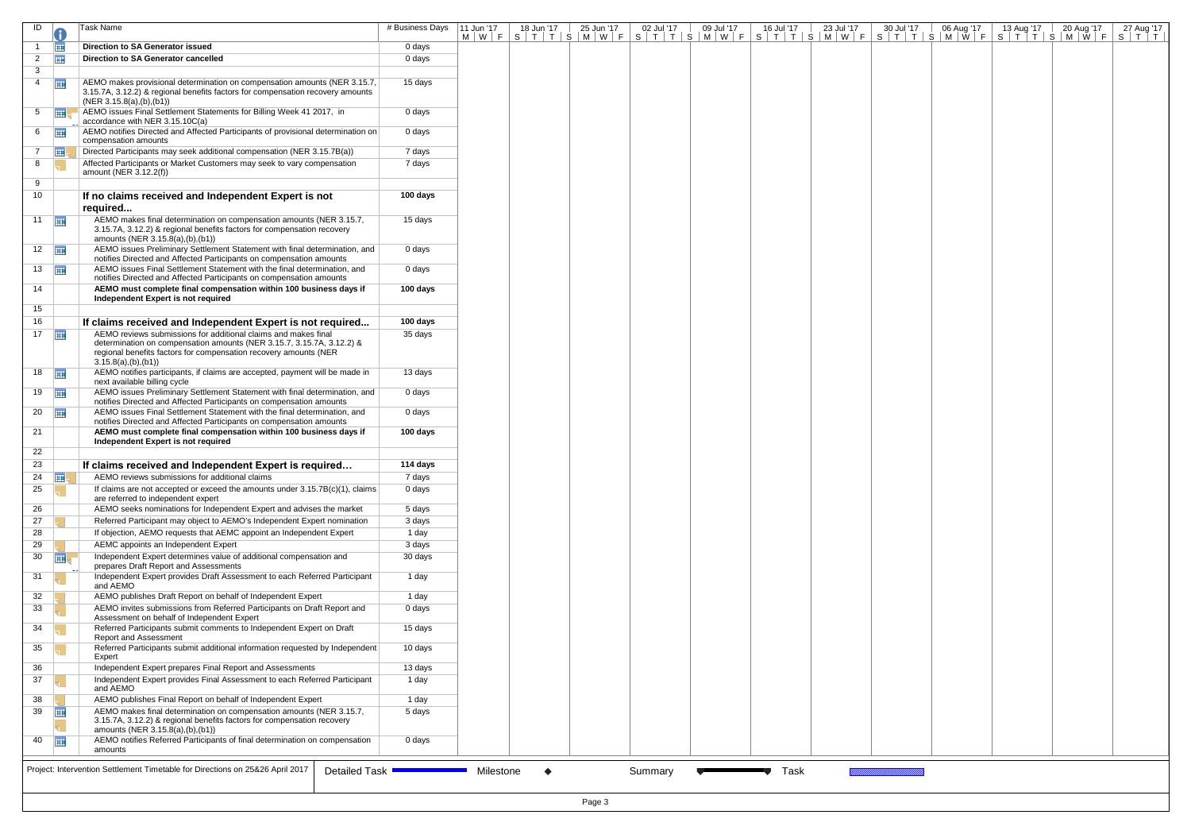| ID | Task Name | # Business Days |
|---|---|---|
| 1 | **Direction to SA Generator issued** | 0 days |
| 2 | **Direction to SA Generator cancelled** | 0 days |
| 3 | | |
| 4 | AEMO makes provisional determination on compensation amounts (NER 3.15.7, 3.15.7A, 3.12.2) & regional benefits factors for compensation recovery amounts (NER 3.15.8(a),(b),(b1)) | 15 days |
| 5 | AEMO issues Final Settlement Statements for Billing Week 41 2017, in accordance with NER 3.15.10C(a) | 0 days |
| 6 | AEMO notifies Directed and Affected Participants of provisional determination on compensation amounts | 0 days |
| 7 | Directed Participants may seek additional compensation (NER 3.15.7B(a)) | 7 days |
| 8 | Affected Participants or Market Customers may seek to vary compensation amount (NER 3.12.2(f)) | 7 days |
| 9 | | |
| 10 | **If no claims received and Independent Expert is not required...** | **100 days** |
| 11 | AEMO makes final determination on compensation amounts (NER 3.15.7, 3.15.7A, 3.12.2) & regional benefits factors for compensation recovery amounts (NER 3.15.8(a),(b),(b1)) | 15 days |
| 12 | AEMO issues Preliminary Settlement Statement with final determination, and notifies Directed and Affected Participants on compensation amounts | 0 days |
| 13 | AEMO issues Final Settlement Statement with the final determination, and notifies Directed and Affected Participants on compensation amounts | 0 days |
| 14 | **AEMO must complete final compensation within 100 business days if Independent Expert is not required** | **100 days** |
| 15 | | |
| 16 | **If claims received and Independent Expert is not required...** | **100 days** |
| 17 | AEMO reviews submissions for additional claims and makes final determination on compensation amounts (NER 3.15.7, 3.15.7A, 3.12.2) & regional benefits factors for compensation recovery amounts (NER 3.15.8(a),(b),(b1)) | 35 days |
| 18 | AEMO notifies participants, if claims are accepted, payment will be made in next available billing cycle | 13 days |
| 19 | AEMO issues Preliminary Settlement Statement with final determination, and notifies Directed and Affected Participants on compensation amounts | 0 days |
| 20 | AEMO issues Final Settlement Statement with the final determination, and notifies Directed and Affected Participants on compensation amounts | 0 days |
| 21 | **AEMO must complete final compensation within 100 business days if Independent Expert is not required** | **100 days** |
| 22 | | |
| 23 | **If claims received and Independent Expert is required...** | **114 days** |
| 24 | AEMO reviews submissions for additional claims | 7 days |
| 25 | If claims are not accepted or exceed the amounts under 3.15.7B(c)(1), claims are referred to independent expert | 0 days |
| 26 | AEMO seeks nominations for Independent Expert and advises the market | 5 days |
| 27 | Referred Participant may object to AEMO's Independent Expert nomination | 3 days |
| 28 | If objection, AEMO requests that AEMC appoint an Independent Expert | 1 day |
| 29 | AEMC appoints an Independent Expert | 3 days |
| 30 | Independent Expert determines value of additional compensation and prepares Draft Report and Assessments | 30 days |
| 31 | Independent Expert provides Draft Assessment to each Referred Participant and AEMO | 1 day |
| 32 | AEMO publishes Draft Report on behalf of Independent Expert | 1 day |
| 33 | AEMO invites submissions from Referred Participants on Draft Report and Assessment on behalf of Independent Expert | 0 days |
| 34 | Referred Participants submit comments to Independent Expert on Draft Report and Assessment | 15 days |
| 35 | Referred Participants submit additional information requested by Independent Expert | 10 days |
| 36 | Independent Expert prepares Final Report and Assessments | 13 days |
| 37 | Independent Expert provides Final Assessment to each Referred Participant and AEMO | 1 day |
| 38 | AEMO publishes Final Report on behalf of Independent Expert | 1 day |
| 39 | AEMO makes final determination on compensation amounts (NER 3.15.7, 3.15.7A, 3.12.2) & regional benefits factors for compensation recovery amounts (NER 3.15.8(a),(b),(b1)) | 5 days |
| 40 | AEMO notifies Referred Participants of final determination on compensation amounts | 0 days |

Project: Intervention Settlement Timetable for Directions on 25&26 April 2017

Legend: Detailed Task | Milestone ◆ | Summary | Task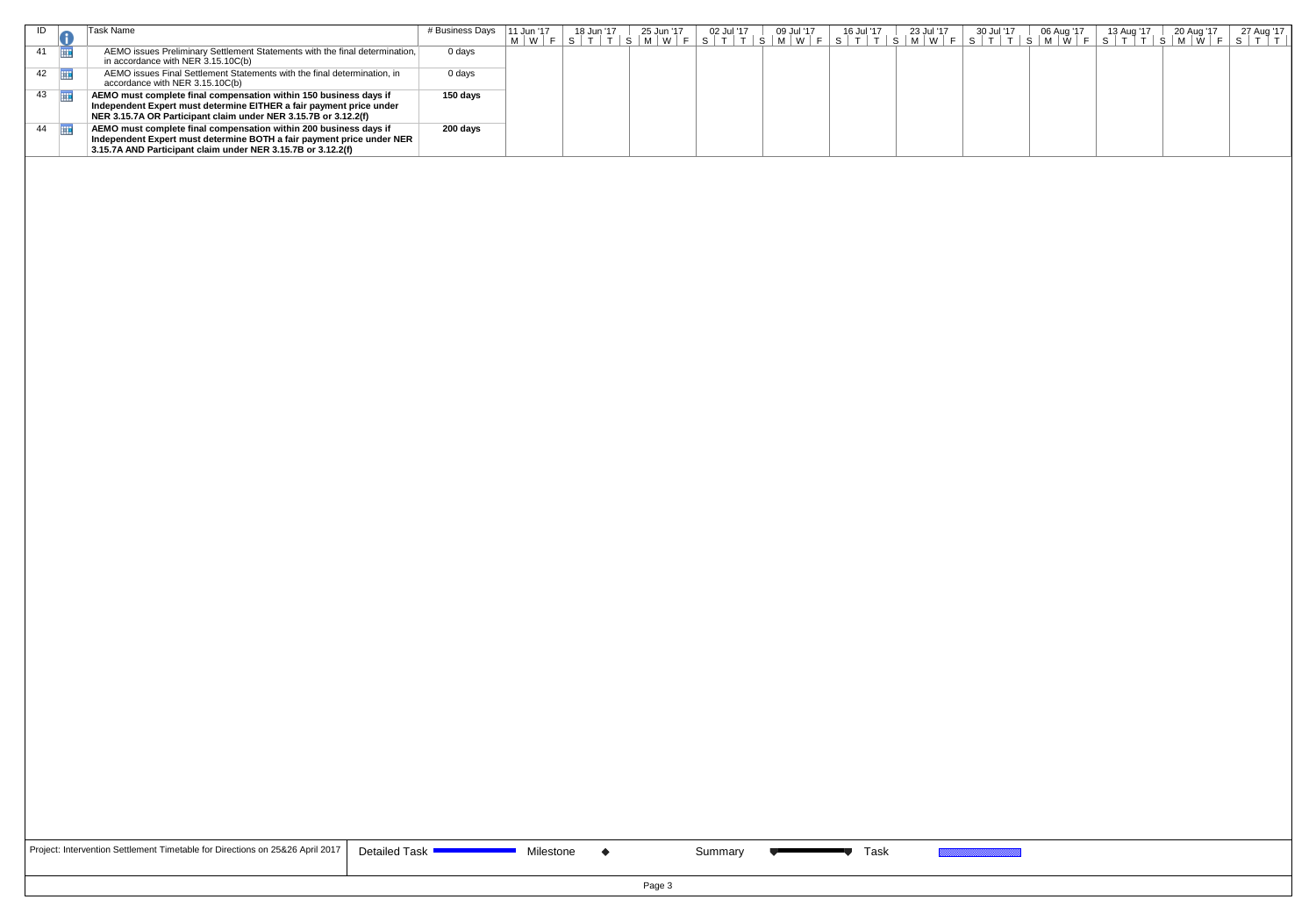| ID | Task Name | # Business Days |
|---|---|---|
| 41 | AEMO issues Preliminary Settlement Statements with the final determination, in accordance with NER 3.15.10C(b) | 0 days |
| 42 | AEMO issues Final Settlement Statements with the final determination, in accordance with NER 3.15.10C(b) | 0 days |
| 43 | **AEMO must complete final compensation within 150 business days if Independent Expert must determine EITHER a fair payment price under NER 3.15.7A OR Participant claim under NER 3.15.7B or 3.12.2(f)** | **150 days** |
| 44 | **AEMO must complete final compensation within 200 business days if Independent Expert must determine BOTH a fair payment price under NER 3.15.7A AND Participant claim under NER 3.15.7B or 3.12.2(f)** | **200 days** |

Project: Intervention Settlement Timetable for Directions on 25&26 April 2017

Detailed Task | Milestone | Summary | Task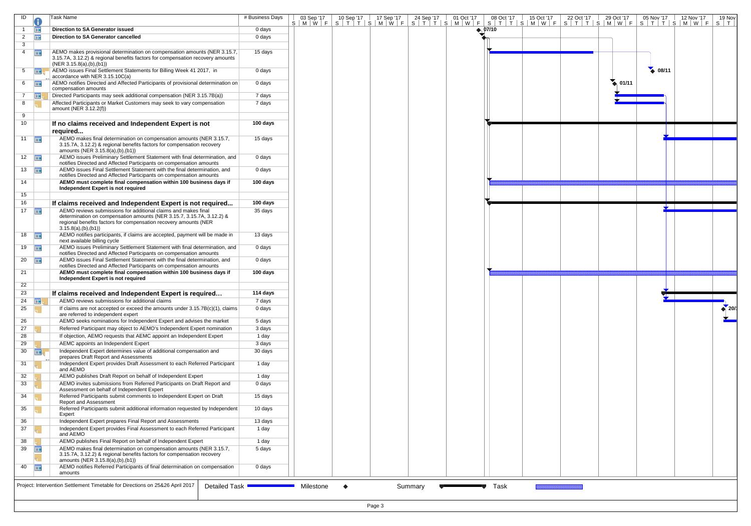| ID | Task Name | # Business Days |
|---|---|---|
| 1 | **Direction to SA Generator issued** | 0 days |
| 2 | **Direction to SA Generator cancelled** | 0 days |
| 3 | | |
| 4 | AEMO makes provisional determination on compensation amounts (NER 3.15.7, 3.15.7A, 3.12.2) & regional benefits factors for compensation recovery amounts (NER 3.15.8(a),(b),(b1)) | 15 days |
| 5 | AEMO issues Final Settlement Statements for Billing Week 41 2017, in accordance with NER 3.15.10C(a) | 0 days |
| 6 | AEMO notifies Directed and Affected Participants of provisional determination on compensation amounts | 0 days |
| 7 | Directed Participants may seek additional compensation (NER 3.15.7B(a)) | 7 days |
| 8 | Affected Participants or Market Customers may seek to vary compensation amount (NER 3.12.2(f)) | 7 days |
| 9 | | |
| 10 | **If no claims received and Independent Expert is not required...** | **100 days** |
| 11 | AEMO makes final determination on compensation amounts (NER 3.15.7, 3.15.7A, 3.12.2) & regional benefits factors for compensation recovery amounts (NER 3.15.8(a),(b),(b1)) | 15 days |
| 12 | AEMO issues Preliminary Settlement Statement with final determination, and notifies Directed and Affected Participants on compensation amounts | 0 days |
| 13 | AEMO issues Final Settlement Statement with the final determination, and notifies Directed and Affected Participants on compensation amounts | 0 days |
| 14 | **AEMO must complete final compensation within 100 business days if Independent Expert is not required** | **100 days** |
| 15 | | |
| 16 | **If claims received and Independent Expert is not required...** | **100 days** |
| 17 | AEMO reviews submissions for additional claims and makes final determination on compensation amounts (NER 3.15.7, 3.15.7A, 3.12.2) & regional benefits factors for compensation recovery amounts (NER 3.15.8(a),(b),(b1)) | 35 days |
| 18 | AEMO notifies participants, if claims are accepted, payment will be made in next available billing cycle | 13 days |
| 19 | AEMO issues Preliminary Settlement Statement with final determination, and notifies Directed and Affected Participants on compensation amounts | 0 days |
| 20 | AEMO issues Final Settlement Statement with the final determination, and notifies Directed and Affected Participants on compensation amounts | 0 days |
| 21 | **AEMO must complete final compensation within 100 business days if Independent Expert is not required** | **100 days** |
| 22 | | |
| 23 | **If claims received and Independent Expert is required...** | **114 days** |
| 24 | AEMO reviews submissions for additional claims | 7 days |
| 25 | If claims are not accepted or exceed the amounts under 3.15.7B(c)(1), claims are referred to independent expert | 0 days |
| 26 | AEMO seeks nominations for Independent Expert and advises the market | 5 days |
| 27 | Referred Participant may object to AEMO's Independent Expert nomination | 3 days |
| 28 | If objection, AEMO requests that AEMC appoint an Independent Expert | 1 day |
| 29 | AEMC appoints an Independent Expert | 3 days |
| 30 | Independent Expert determines value of additional compensation and prepares Draft Report and Assessments | 30 days |
| 31 | Independent Expert provides Draft Assessment to each Referred Participant and AEMO | 1 day |
| 32 | AEMO publishes Draft Report on behalf of Independent Expert | 1 day |
| 33 | AEMO invites submissions from Referred Participants on Draft Report and Assessment on behalf of Independent Expert | 0 days |
| 34 | Referred Participants submit comments to Independent Expert on Draft Report and Assessment | 15 days |
| 35 | Referred Participants submit additional information requested by Independent Expert | 10 days |
| 36 | Independent Expert prepares Final Report and Assessments | 13 days |
| 37 | Independent Expert provides Final Assessment to each Referred Participant and AEMO | 1 day |
| 38 | AEMO publishes Final Report on behalf of Independent Expert | 1 day |
| 39 | AEMO makes final determination on compensation amounts (NER 3.15.7, 3.15.7A, 3.12.2) & regional benefits factors for compensation recovery amounts (NER 3.15.8(a),(b),(b1)) | 5 days |
| 40 | AEMO notifies Referred Participants of final determination on compensation amounts | 0 days |

Milestones shown: 07/10 (tasks 1–2), 01/11 (task 6), 08/11 (task 5), 20/11 (task 25).

Project: Intervention Settlement Timetable for Directions on 25&26 April 2017

Legend: Detailed Task | Milestone | Summary | Task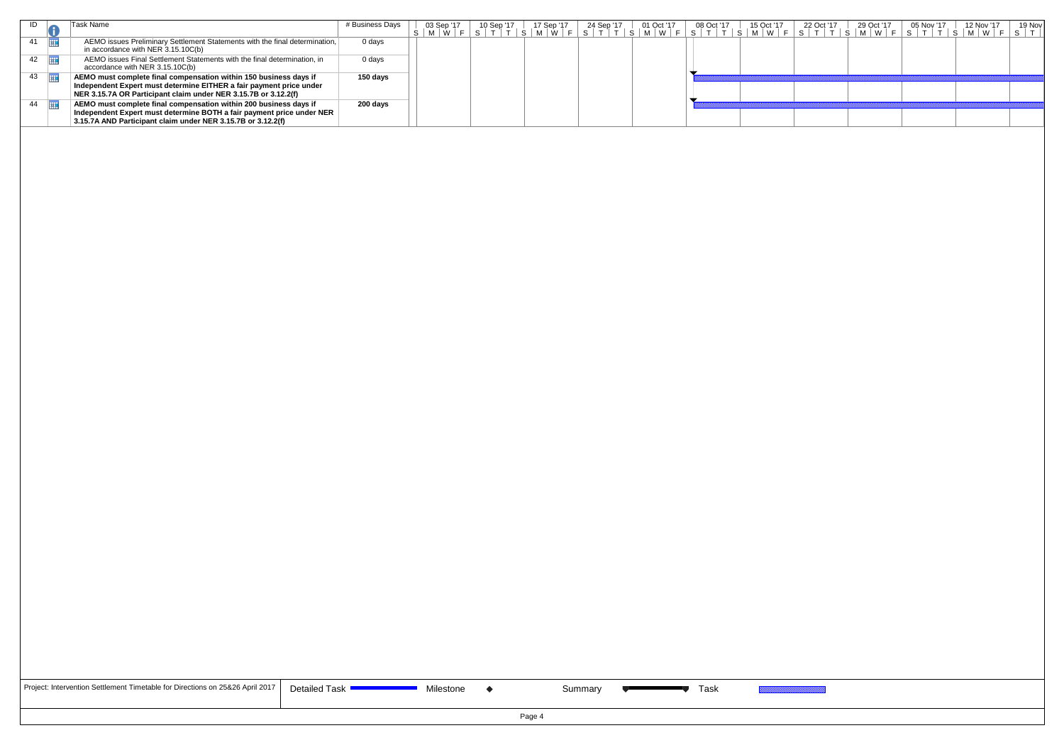| ID | Task Name | # Business Days |
|---|---|---|
| 41 | AEMO issues Preliminary Settlement Statements with the final determination, in accordance with NER 3.15.10C(b) | 0 days |
| 42 | AEMO issues Final Settlement Statements with the final determination, in accordance with NER 3.15.10C(b) | 0 days |
| 43 | **AEMO must complete final compensation within 150 business days if Independent Expert must determine EITHER a fair payment price under NER 3.15.7A OR Participant claim under NER 3.15.7B or 3.12.2(f)** | **150 days** |
| 44 | **AEMO must complete final compensation within 200 business days if Independent Expert must determine BOTH a fair payment price under NER 3.15.7A AND Participant claim under NER 3.15.7B or 3.12.2(f)** | **200 days** |

Project: Intervention Settlement Timetable for Directions on 25&26 April 2017

Detailed Task | Milestone | Summary | Task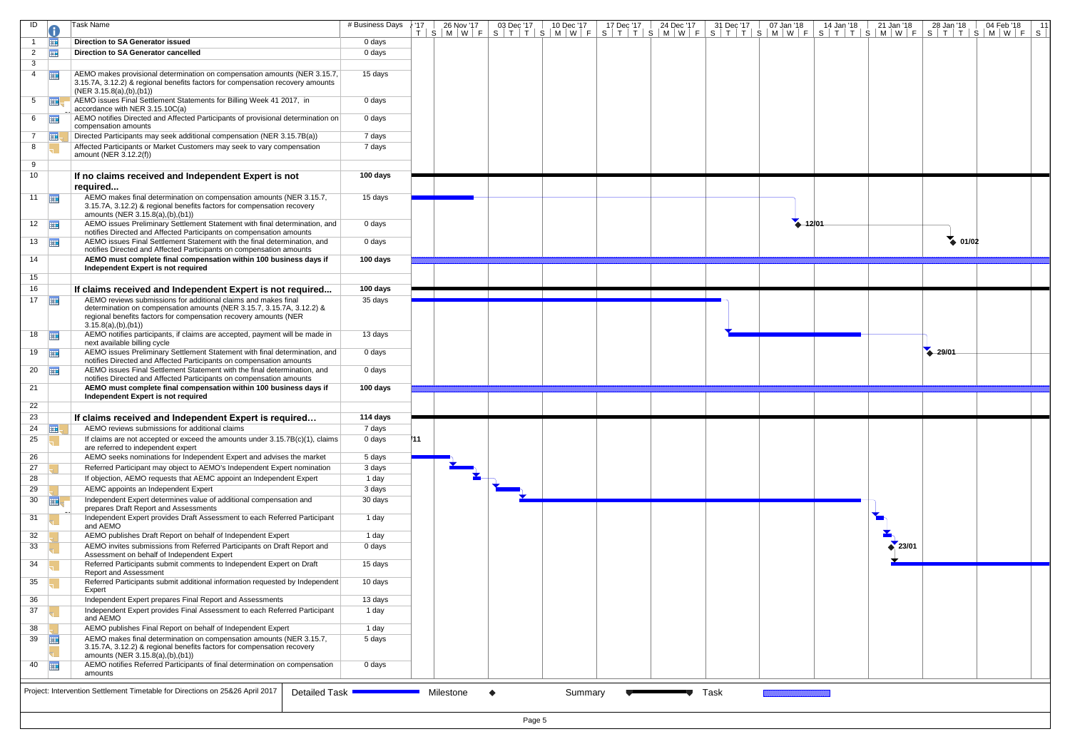| ID | Task Name | # Business Days |
|---|---|---|
| 1 | **Direction to SA Generator issued** | 0 days |
| 2 | **Direction to SA Generator cancelled** | 0 days |
| 3 | | |
| 4 | AEMO makes provisional determination on compensation amounts (NER 3.15.7, 3.15.7A, 3.12.2) & regional benefits factors for compensation recovery amounts (NER 3.15.8(a),(b),(b1)) | 15 days |
| 5 | AEMO issues Final Settlement Statements for Billing Week 41 2017, in accordance with NER 3.15.10C(a) | 0 days |
| 6 | AEMO notifies Directed and Affected Participants of provisional determination on compensation amounts | 0 days |
| 7 | Directed Participants may seek additional compensation (NER 3.15.7B(a)) | 7 days |
| 8 | Affected Participants or Market Customers may seek to vary compensation amount (NER 3.12.2(f)) | 7 days |
| 9 | | |
| 10 | **If no claims received and Independent Expert is not required...** | **100 days** |
| 11 | AEMO makes final determination on compensation amounts (NER 3.15.7, 3.15.7A, 3.12.2) & regional benefits factors for compensation recovery amounts (NER 3.15.8(a),(b),(b1)) | 15 days |
| 12 | AEMO issues Preliminary Settlement Statement with final determination, and notifies Directed and Affected Participants on compensation amounts | 0 days |
| 13 | AEMO issues Final Settlement Statement with the final determination, and notifies Directed and Affected Participants on compensation amounts | 0 days |
| 14 | **AEMO must complete final compensation within 100 business days if Independent Expert is not required** | **100 days** |
| 15 | | |
| 16 | **If claims received and Independent Expert is not required...** | **100 days** |
| 17 | AEMO reviews submissions for additional claims and makes final determination on compensation amounts (NER 3.15.7, 3.15.7A, 3.12.2) & regional benefits factors for compensation recovery amounts (NER 3.15.8(a),(b),(b1)) | 35 days |
| 18 | AEMO notifies participants, if claims are accepted, payment will be made in next available billing cycle | 13 days |
| 19 | AEMO issues Preliminary Settlement Statement with final determination, and notifies Directed and Affected Participants on compensation amounts | 0 days |
| 20 | AEMO issues Final Settlement Statement with the final determination, and notifies Directed and Affected Participants on compensation amounts | 0 days |
| 21 | **AEMO must complete final compensation within 100 business days if Independent Expert is not required** | **100 days** |
| 22 | | |
| 23 | **If claims received and Independent Expert is required...** | **114 days** |
| 24 | AEMO reviews submissions for additional claims | 7 days |
| 25 | If claims are not accepted or exceed the amounts under 3.15.7B(c)(1), claims are referred to independent expert | 0 days |
| 26 | AEMO seeks nominations for Independent Expert and advises the market | 5 days |
| 27 | Referred Participant may object to AEMO's Independent Expert nomination | 3 days |
| 28 | If objection, AEMO requests that AEMC appoint an Independent Expert | 1 day |
| 29 | AEMC appoints an Independent Expert | 3 days |
| 30 | Independent Expert determines value of additional compensation and prepares Draft Report and Assessments | 30 days |
| 31 | Independent Expert provides Draft Assessment to each Referred Participant and AEMO | 1 day |
| 32 | AEMO publishes Draft Report on behalf of Independent Expert | 1 day |
| 33 | AEMO invites submissions from Referred Participants on Draft Report and Assessment on behalf of Independent Expert | 0 days |
| 34 | Referred Participants submit comments to Independent Expert on Draft Report and Assessment | 15 days |
| 35 | Referred Participants submit additional information requested by Independent Expert | 10 days |
| 36 | Independent Expert prepares Final Report and Assessments | 13 days |
| 37 | Independent Expert provides Final Assessment to each Referred Participant and AEMO | 1 day |
| 38 | AEMO publishes Final Report on behalf of Independent Expert | 1 day |
| 39 | AEMO makes final determination on compensation amounts (NER 3.15.7, 3.15.7A, 3.12.2) & regional benefits factors for compensation recovery amounts (NER 3.15.8(a),(b),(b1)) | 5 days |
| 40 | AEMO notifies Referred Participants of final determination on compensation amounts | 0 days |

Milestones shown: 12/01 (ID 12), 01/02 (ID 13), 29/01 (ID 19), 23/01 (ID 33), 11 (ID 25).

Project: Intervention Settlement Timetable for Directions on 25&26 April 2017

Legend: Detailed Task | Milestone | Summary | Task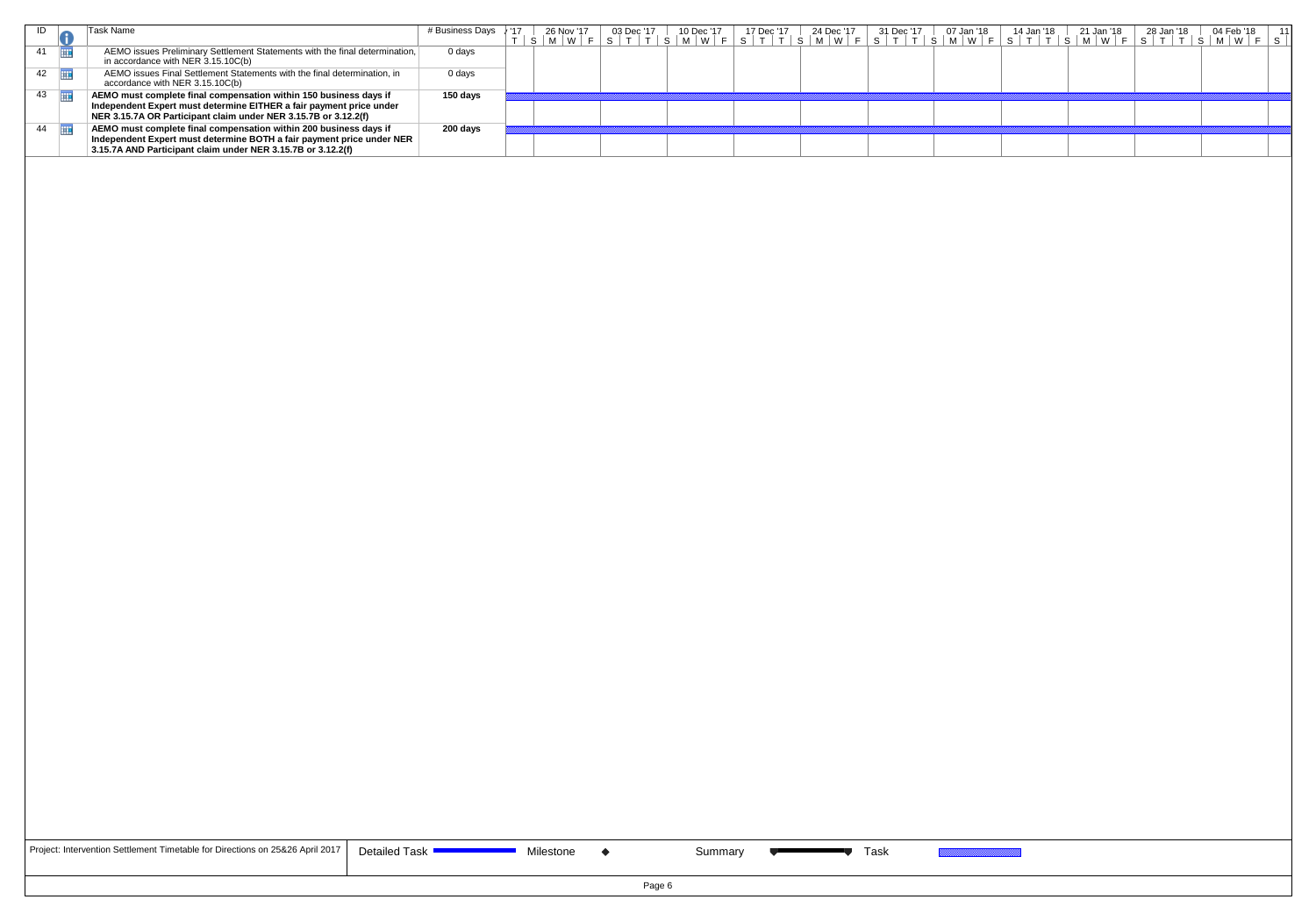| ID | Task Name | # Business Days |
|---|---|---|
| 41 | AEMO issues Preliminary Settlement Statements with the final determination, in accordance with NER 3.15.10C(b) | 0 days |
| 42 | AEMO issues Final Settlement Statements with the final determination, in accordance with NER 3.15.10C(b) | 0 days |
| 43 | **AEMO must complete final compensation within 150 business days if Independent Expert must determine EITHER a fair payment price under NER 3.15.7A OR Participant claim under NER 3.15.7B or 3.12.2(f)** | **150 days** |
| 44 | **AEMO must complete final compensation within 200 business days if Independent Expert must determine BOTH a fair payment price under NER 3.15.7A AND Participant claim under NER 3.15.7B or 3.12.2(f)** | **200 days** |

Project: Intervention Settlement Timetable for Directions on 25&26 April 2017 | Detailed Task | Milestone | Summary | Task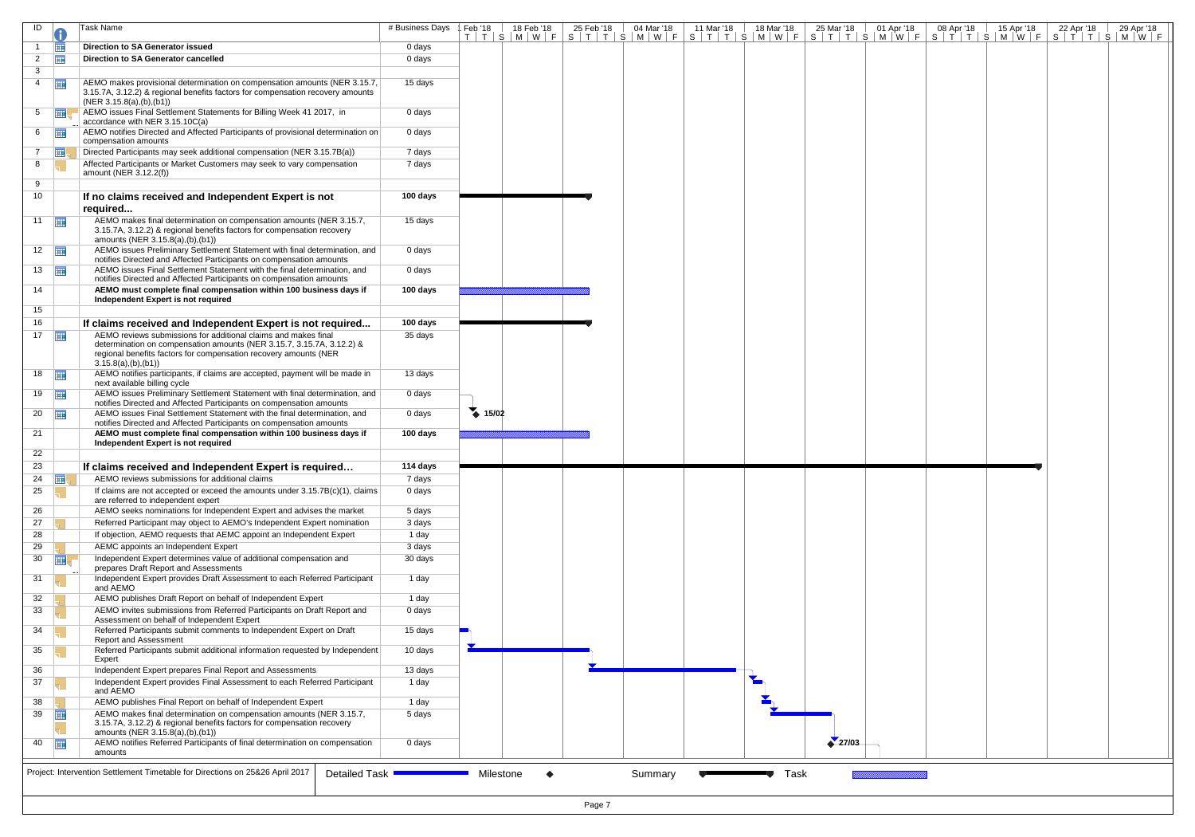| ID | Task Name | # Business Days |
|---|---|---|
| 1 | **Direction to SA Generator issued** | 0 days |
| 2 | **Direction to SA Generator cancelled** | 0 days |
| 3 | | |
| 4 | AEMO makes provisional determination on compensation amounts (NER 3.15.7, 3.15.7A, 3.12.2) & regional benefits factors for compensation recovery amounts (NER 3.15.8(a),(b),(b1)) | 15 days |
| 5 | AEMO issues Final Settlement Statements for Billing Week 41 2017, in accordance with NER 3.15.10C(a) | 0 days |
| 6 | AEMO notifies Directed and Affected Participants of provisional determination on compensation amounts | 0 days |
| 7 | Directed Participants may seek additional compensation (NER 3.15.7B(a)) | 7 days |
| 8 | Affected Participants or Market Customers may seek to vary compensation amount (NER 3.12.2(f)) | 7 days |
| 9 | | |
| 10 | **If no claims received and Independent Expert is not required...** | **100 days** |
| 11 | AEMO makes final determination on compensation amounts (NER 3.15.7, 3.15.7A, 3.12.2) & regional benefits factors for compensation recovery amounts (NER 3.15.8(a),(b),(b1)) | 15 days |
| 12 | AEMO issues Preliminary Settlement Statement with final determination, and notifies Directed and Affected Participants on compensation amounts | 0 days |
| 13 | AEMO issues Final Settlement Statement with the final determination, and notifies Directed and Affected Participants on compensation amounts | 0 days |
| 14 | **AEMO must complete final compensation within 100 business days if Independent Expert is not required** | **100 days** |
| 15 | | |
| 16 | **If claims received and Independent Expert is not required...** | **100 days** |
| 17 | AEMO reviews submissions for additional claims and makes final determination on compensation amounts (NER 3.15.7, 3.15.7A, 3.12.2) & regional benefits factors for compensation recovery amounts (NER 3.15.8(a),(b),(b1)) | 35 days |
| 18 | AEMO notifies participants, if claims are accepted, payment will be made in next available billing cycle | 13 days |
| 19 | AEMO issues Preliminary Settlement Statement with final determination, and notifies Directed and Affected Participants on compensation amounts | 0 days |
| 20 | AEMO issues Final Settlement Statement with the final determination, and notifies Directed and Affected Participants on compensation amounts | 0 days |
| 21 | **AEMO must complete final compensation within 100 business days if Independent Expert is not required** | **100 days** |
| 22 | | |
| 23 | **If claims received and Independent Expert is required...** | **114 days** |
| 24 | AEMO reviews submissions for additional claims | 7 days |
| 25 | If claims are not accepted or exceed the amounts under 3.15.7B(c)(1), claims are referred to independent expert | 0 days |
| 26 | AEMO seeks nominations for Independent Expert and advises the market | 5 days |
| 27 | Referred Participant may object to AEMO's Independent Expert nomination | 3 days |
| 28 | If objection, AEMO requests that AEMC appoint an Independent Expert | 1 day |
| 29 | AEMC appoints an Independent Expert | 3 days |
| 30 | Independent Expert determines value of additional compensation and prepares Draft Report and Assessments | 30 days |
| 31 | Independent Expert provides Draft Assessment to each Referred Participant and AEMO | 1 day |
| 32 | AEMO publishes Draft Report on behalf of Independent Expert | 1 day |
| 33 | AEMO invites submissions from Referred Participants on Draft Report and Assessment on behalf of Independent Expert | 0 days |
| 34 | Referred Participants submit comments to Independent Expert on Draft Report and Assessment | 15 days |
| 35 | Referred Participants submit additional information requested by Independent Expert | 10 days |
| 36 | Independent Expert prepares Final Report and Assessments | 13 days |
| 37 | Independent Expert provides Final Assessment to each Referred Participant and AEMO | 1 day |
| 38 | AEMO publishes Final Report on behalf of Independent Expert | 1 day |
| 39 | AEMO makes final determination on compensation amounts (NER 3.15.7, 3.15.7A, 3.12.2) & regional benefits factors for compensation recovery amounts (NER 3.15.8(a),(b),(b1)) | 5 days |
| 40 | AEMO notifies Referred Participants of final determination on compensation amounts | 0 days |

Timeline: Feb '18 – 29 Apr '18. Milestones: 15/02 (ID 20), 27/03 (ID 40).

Project: Intervention Settlement Timetable for Directions on 25&26 April 2017

Legend: Detailed Task, Milestone, Summary, Task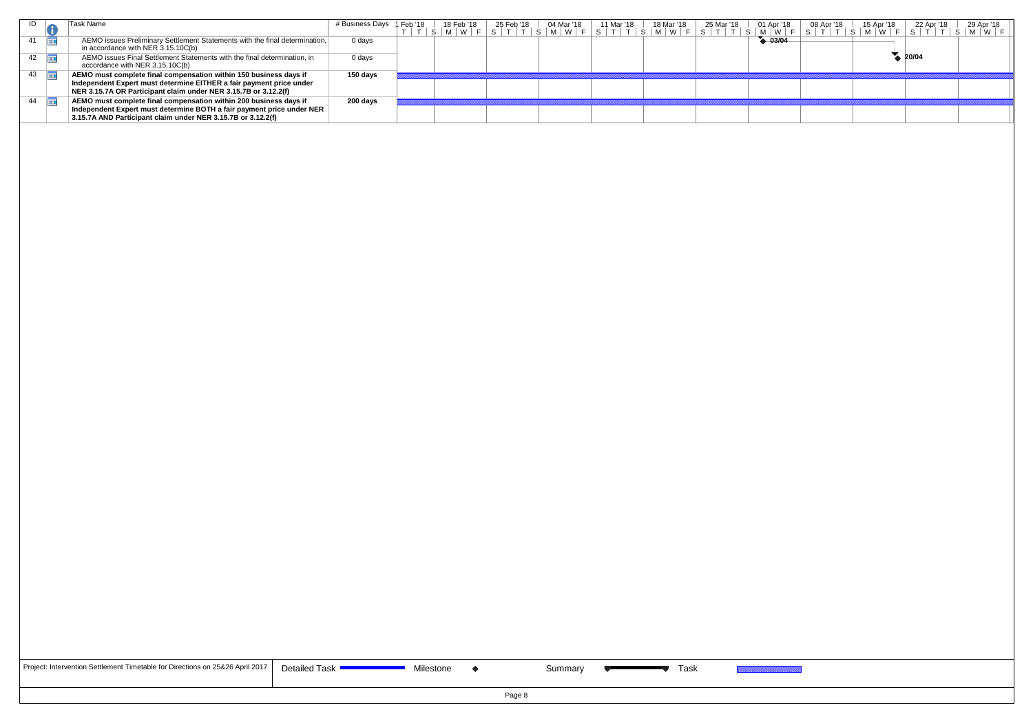| ID | Task Name | # Business Days | Gantt |
|---|---|---|---|
| 41 | AEMO issues Preliminary Settlement Statements with the final determination, in accordance with NER 3.15.10C(b) | 0 days | 03/04 |
| 42 | AEMO issues Final Settlement Statements with the final determination, in accordance with NER 3.15.10C(b) | 0 days | 20/04 |
| 43 | **AEMO must complete final compensation within 150 business days if Independent Expert must determine EITHER a fair payment price under NER 3.15.7A OR Participant claim under NER 3.15.7B or 3.12.2(f)** | **150 days** | |
| 44 | **AEMO must complete final compensation within 200 business days if Independent Expert must determine BOTH a fair payment price under NER 3.15.7A AND Participant claim under NER 3.15.7B or 3.12.2(f)** | **200 days** | |

Timeline: Feb '18, 18 Feb '18, 25 Feb '18, 04 Mar '18, 11 Mar '18, 18 Mar '18, 25 Mar '18, 01 Apr '18, 08 Apr '18, 15 Apr '18, 22 Apr '18, 29 Apr '18

Project: Intervention Settlement Timetable for Directions on 25&26 April 2017 | Detailed Task | Milestone ◆ | Summary | Task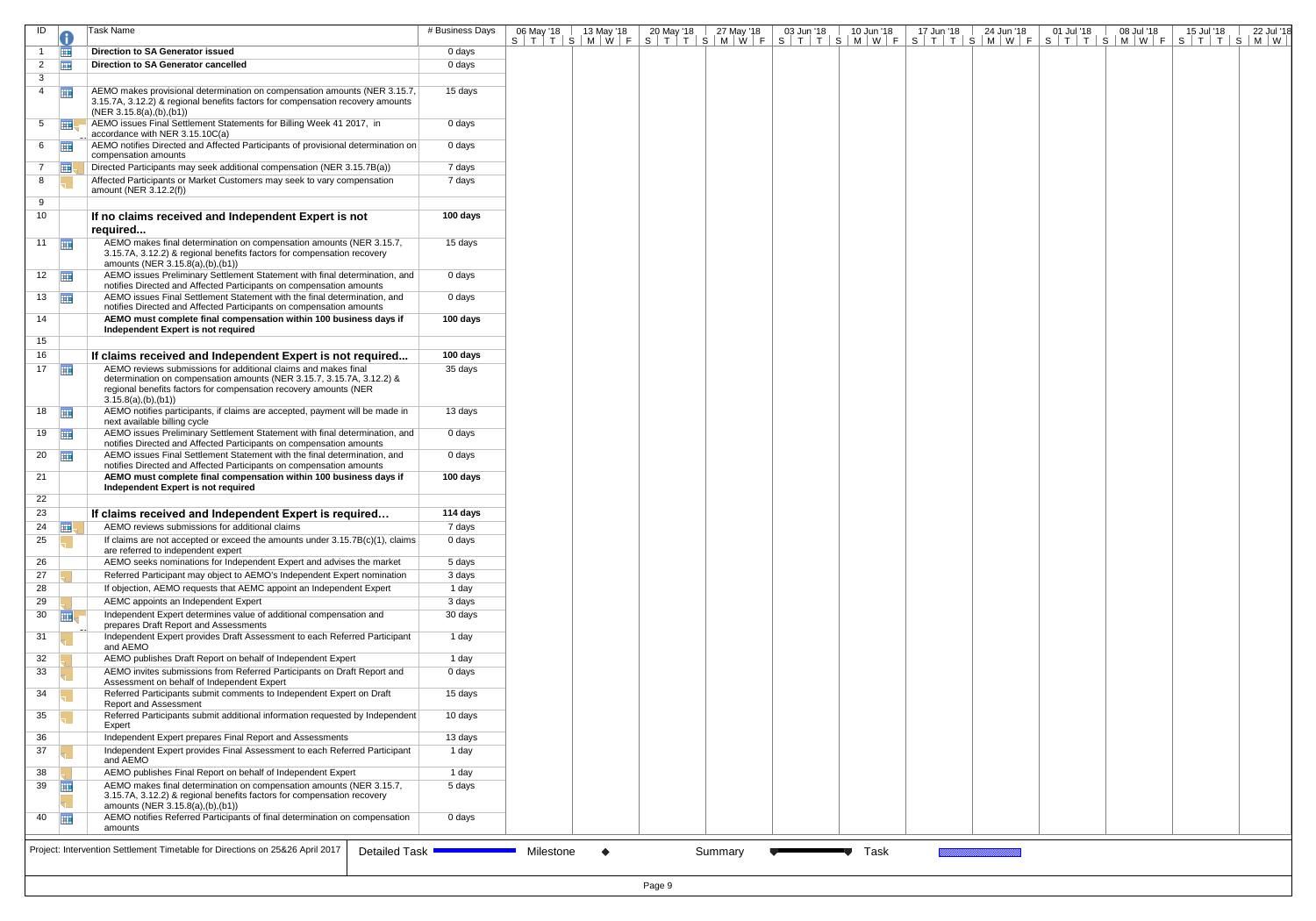| ID | Task Name | # Business Days | 06 May '18 | 13 May '18 | 20 May '18 | 27 May '18 | 03 Jun '18 | 10 Jun '18 | 17 Jun '18 | 24 Jun '18 | 01 Jul '18 | 08 Jul '18 | 15 Jul '18 | 22 Jul '18 |
|---|---|---|---|---|---|---|---|---|---|---|---|---|---|---|
| 1 | **Direction to SA Generator issued** | 0 days | | | | | | | | | | | | |
| 2 | **Direction to SA Generator cancelled** | 0 days | | | | | | | | | | | | |
| 3 | | | | | | | | | | | | | | |
| 4 | AEMO makes provisional determination on compensation amounts (NER 3.15.7, 3.15.7A, 3.12.2) & regional benefits factors for compensation recovery amounts (NER 3.15.8(a),(b),(b1)) | 15 days | | | | | | | | | | | | |
| 5 | AEMO issues Final Settlement Statements for Billing Week 41 2017, in accordance with NER 3.15.10C(a) | 0 days | | | | | | | | | | | | |
| 6 | AEMO notifies Directed and Affected Participants of provisional determination on compensation amounts | 0 days | | | | | | | | | | | | |
| 7 | Directed Participants may seek additional compensation (NER 3.15.7B(a)) | 7 days | | | | | | | | | | | | |
| 8 | Affected Participants or Market Customers may seek to vary compensation amount (NER 3.12.2(f)) | 7 days | | | | | | | | | | | | |
| 9 | | | | | | | | | | | | | | |
| 10 | **If no claims received and Independent Expert is not required...** | **100 days** | | | | | | | | | | | | |
| 11 | AEMO makes final determination on compensation amounts (NER 3.15.7, 3.15.7A, 3.12.2) & regional benefits factors for compensation recovery amounts (NER 3.15.8(a),(b),(b1)) | 15 days | | | | | | | | | | | | |
| 12 | AEMO issues Preliminary Settlement Statement with final determination, and notifies Directed and Affected Participants on compensation amounts | 0 days | | | | | | | | | | | | |
| 13 | AEMO issues Final Settlement Statement with the final determination, and notifies Directed and Affected Participants on compensation amounts | 0 days | | | | | | | | | | | | |
| 14 | **AEMO must complete final compensation within 100 business days if Independent Expert is not required** | **100 days** | | | | | | | | | | | | |
| 15 | | | | | | | | | | | | | | |
| 16 | **If claims received and Independent Expert is not required...** | **100 days** | | | | | | | | | | | | |
| 17 | AEMO reviews submissions for additional claims and makes final determination on compensation amounts (NER 3.15.7, 3.15.7A, 3.12.2) & regional benefits factors for compensation recovery amounts (NER 3.15.8(a),(b),(b1)) | 35 days | | | | | | | | | | | | |
| 18 | AEMO notifies participants, if claims are accepted, payment will be made in next available billing cycle | 13 days | | | | | | | | | | | | |
| 19 | AEMO issues Preliminary Settlement Statement with final determination, and notifies Directed and Affected Participants on compensation amounts | 0 days | | | | | | | | | | | | |
| 20 | AEMO issues Final Settlement Statement with the final determination, and notifies Directed and Affected Participants on compensation amounts | 0 days | | | | | | | | | | | | |
| 21 | **AEMO must complete final compensation within 100 business days if Independent Expert is not required** | **100 days** | | | | | | | | | | | | |
| 22 | | | | | | | | | | | | | | |
| 23 | **If claims received and Independent Expert is required...** | **114 days** | | | | | | | | | | | | |
| 24 | AEMO reviews submissions for additional claims | 7 days | | | | | | | | | | | | |
| 25 | If claims are not accepted or exceed the amounts under 3.15.7B(c)(1), claims are referred to independent expert | 0 days | | | | | | | | | | | | |
| 26 | AEMO seeks nominations for Independent Expert and advises the market | 5 days | | | | | | | | | | | | |
| 27 | Referred Participant may object to AEMO's Independent Expert nomination | 3 days | | | | | | | | | | | | |
| 28 | If objection, AEMO requests that AEMC appoint an Independent Expert | 1 day | | | | | | | | | | | | |
| 29 | AEMC appoints an Independent Expert | 3 days | | | | | | | | | | | | |
| 30 | Independent Expert determines value of additional compensation and prepares Draft Report and Assessments | 30 days | | | | | | | | | | | | |
| 31 | Independent Expert provides Draft Assessment to each Referred Participant and AEMO | 1 day | | | | | | | | | | | | |
| 32 | AEMO publishes Draft Report on behalf of Independent Expert | 1 day | | | | | | | | | | | | |
| 33 | AEMO invites submissions from Referred Participants on Draft Report and Assessment on behalf of Independent Expert | 0 days | | | | | | | | | | | | |
| 34 | Referred Participants submit comments to Independent Expert on Draft Report and Assessment | 15 days | | | | | | | | | | | | |
| 35 | Referred Participants submit additional information requested by Independent Expert | 10 days | | | | | | | | | | | | |
| 36 | Independent Expert prepares Final Report and Assessments | 13 days | | | | | | | | | | | | |
| 37 | Independent Expert provides Final Assessment to each Referred Participant and AEMO | 1 day | | | | | | | | | | | | |
| 38 | AEMO publishes Final Report on behalf of Independent Expert | 1 day | | | | | | | | | | | | |
| 39 | AEMO makes final determination on compensation amounts (NER 3.15.7, 3.15.7A, 3.12.2) & regional benefits factors for compensation recovery amounts (NER 3.15.8(a),(b),(b1)) | 5 days | | | | | | | | | | | | |
| 40 | AEMO notifies Referred Participants of final determination on compensation amounts | 0 days | | | | | | | | | | | | |

Project: Intervention Settlement Timetable for Directions on 25&26 April 2017 — Detailed Task | Milestone ◆ | Summary | Task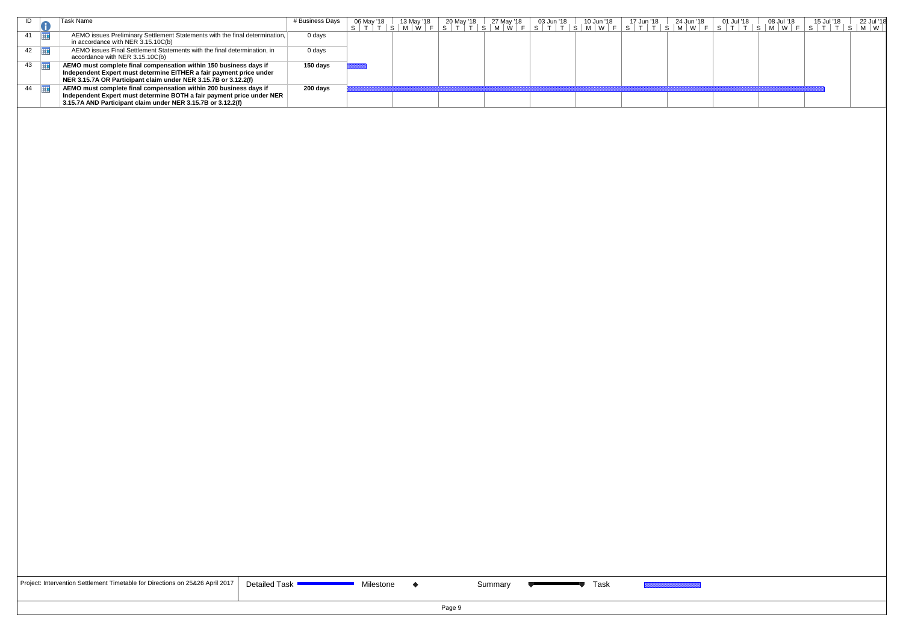| ID | | Task Name | # Business Days |
|---|---|---|---|
| 41 | | AEMO issues Preliminary Settlement Statements with the final determination, in accordance with NER 3.15.10C(b) | 0 days |
| 42 | | AEMO issues Final Settlement Statements with the final determination, in accordance with NER 3.15.10C(b) | 0 days |
| 43 | | **AEMO must complete final compensation within 150 business days if Independent Expert must determine EITHER a fair payment price under NER 3.15.7A OR Participant claim under NER 3.15.7B or 3.12.2(f)** | **150 days** |
| 44 | | **AEMO must complete final compensation within 200 business days if Independent Expert must determine BOTH a fair payment price under NER 3.15.7A AND Participant claim under NER 3.15.7B or 3.12.2(f)** | **200 days** |

06 May '18 | 13 May '18 | 20 May '18 | 27 May '18 | 03 Jun '18 | 10 Jun '18 | 17 Jun '18 | 24 Jun '18 | 01 Jul '18 | 08 Jul '18 | 15 Jul '18 | 22 Jul '18

Project: Intervention Settlement Timetable for Directions on 25&26 April 2017

Detailed Task

Milestone

Summary

Task